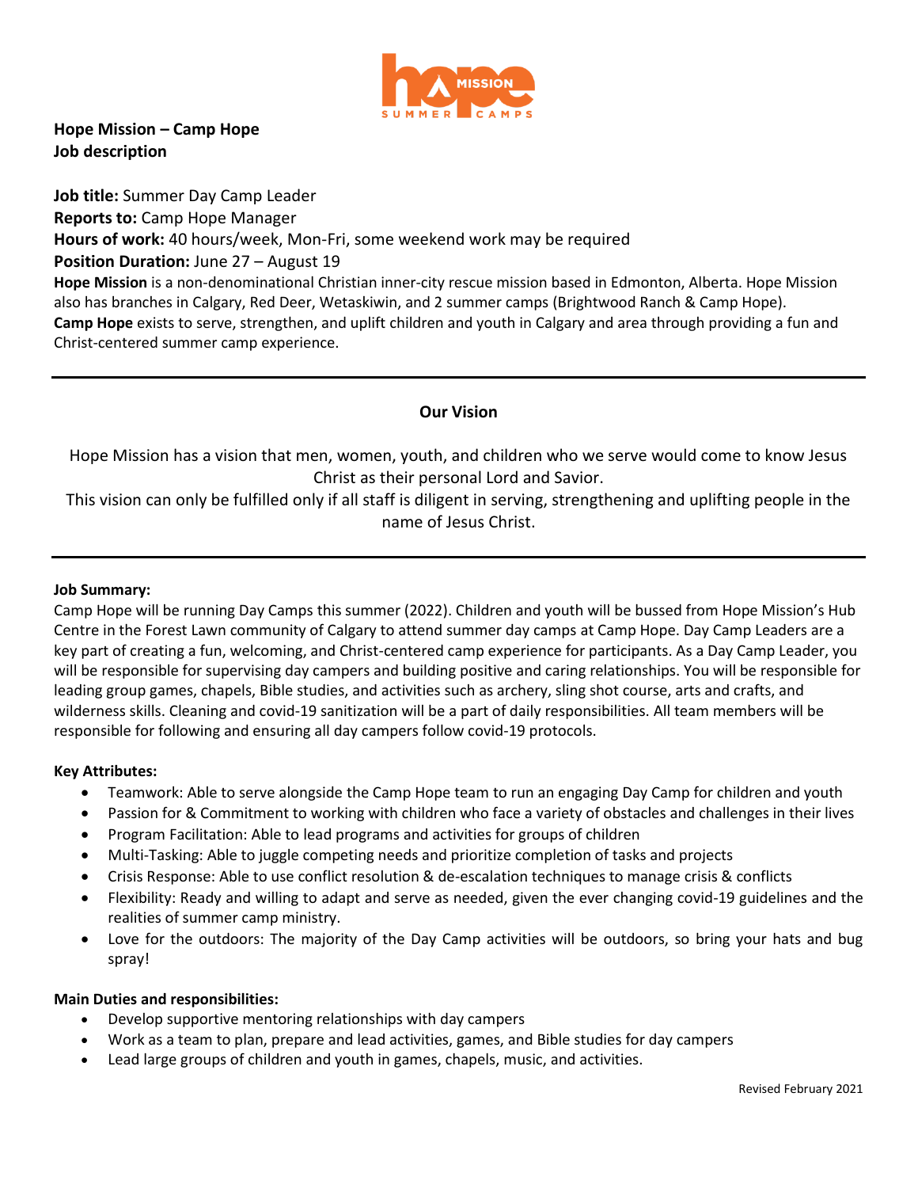**Hope Mission – Camp Hope**
**Job description**

**Job title:** Summer Day Camp Leader
**Reports to:** Camp Hope Manager
**Hours of work:** 40 hours/week, Mon-Fri, some weekend work may be required
**Position Duration:** June 27 – August 19

**Hope Mission** is a non-denominational Christian inner-city rescue mission based in Edmonton, Alberta. Hope Mission also has branches in Calgary, Red Deer, Wetaskiwin, and 2 summer camps (Brightwood Ranch & Camp Hope).
**Camp Hope** exists to serve, strengthen, and uplift children and youth in Calgary and area through providing a fun and Christ-centered summer camp experience.

---

## Our Vision

Hope Mission has a vision that men, women, youth, and children who we serve would come to know Jesus Christ as their personal Lord and Savior.
This vision can only be fulfilled only if all staff is diligent in serving, strengthening and uplifting people in the name of Jesus Christ.

---

**Job Summary:**

Camp Hope will be running Day Camps this summer (2022). Children and youth will be bussed from Hope Mission's Hub Centre in the Forest Lawn community of Calgary to attend summer day camps at Camp Hope. Day Camp Leaders are a key part of creating a fun, welcoming, and Christ-centered camp experience for participants. As a Day Camp Leader, you will be responsible for supervising day campers and building positive and caring relationships. You will be responsible for leading group games, chapels, Bible studies, and activities such as archery, sling shot course, arts and crafts, and wilderness skills. Cleaning and covid-19 sanitization will be a part of daily responsibilities. All team members will be responsible for following and ensuring all day campers follow covid-19 protocols.

**Key Attributes:**

- Teamwork: Able to serve alongside the Camp Hope team to run an engaging Day Camp for children and youth
- Passion for & Commitment to working with children who face a variety of obstacles and challenges in their lives
- Program Facilitation: Able to lead programs and activities for groups of children
- Multi-Tasking: Able to juggle competing needs and prioritize completion of tasks and projects
- Crisis Response: Able to use conflict resolution & de-escalation techniques to manage crisis & conflicts
- Flexibility: Ready and willing to adapt and serve as needed, given the ever changing covid-19 guidelines and the realities of summer camp ministry.
- Love for the outdoors: The majority of the Day Camp activities will be outdoors, so bring your hats and bug spray!

**Main Duties and responsibilities:**

- Develop supportive mentoring relationships with day campers
- Work as a team to plan, prepare and lead activities, games, and Bible studies for day campers
- Lead large groups of children and youth in games, chapels, music, and activities.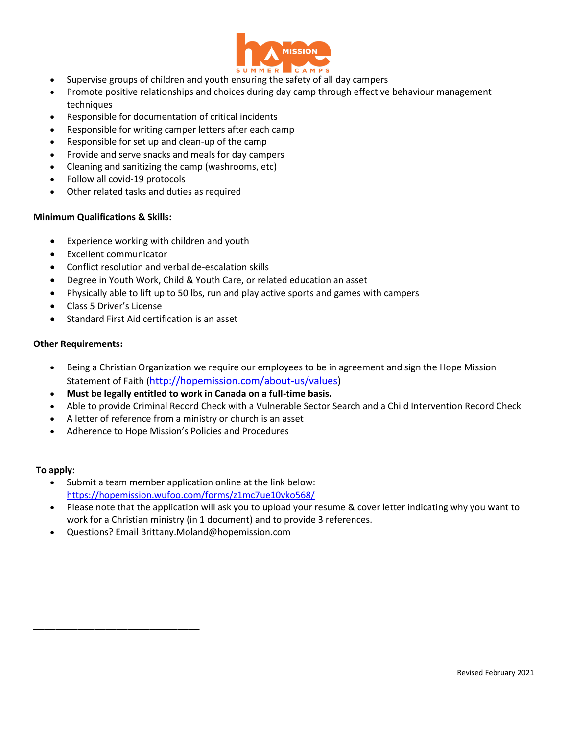- Supervise groups of children and youth ensuring the safety of all day campers
- Promote positive relationships and choices during day camp through effective behaviour management techniques
- Responsible for documentation of critical incidents
- Responsible for writing camper letters after each camp
- Responsible for set up and clean-up of the camp
- Provide and serve snacks and meals for day campers
- Cleaning and sanitizing the camp (washrooms, etc)
- Follow all covid-19 protocols
- Other related tasks and duties as required

**Minimum Qualifications & Skills:**

- Experience working with children and youth
- Excellent communicator
- Conflict resolution and verbal de-escalation skills
- Degree in Youth Work, Child & Youth Care, or related education an asset
- Physically able to lift up to 50 lbs, run and play active sports and games with campers
- Class 5 Driver's License
- Standard First Aid certification is an asset

**Other Requirements:**

- Being a Christian Organization we require our employees to be in agreement and sign the Hope Mission Statement of Faith (http://hopemission.com/about-us/values)
- **Must be legally entitled to work in Canada on a full-time basis.**
- Able to provide Criminal Record Check with a Vulnerable Sector Search and a Child Intervention Record Check
- A letter of reference from a ministry or church is an asset
- Adherence to Hope Mission's Policies and Procedures

**To apply:**

- Submit a team member application online at the link below: https://hopemission.wufoo.com/forms/z1mc7ue10vko568/
- Please note that the application will ask you to upload your resume & cover letter indicating why you want to work for a Christian ministry (in 1 document) and to provide 3 references.
- Questions? Email Brittany.Moland@hopemission.com

Revised February 2021